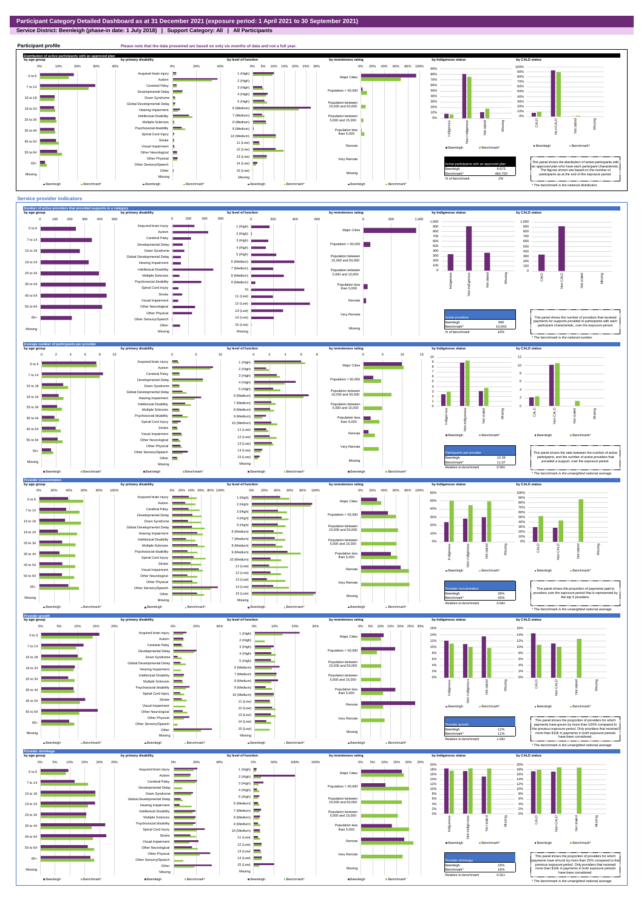# Participant Category Detailed Dashboard as at 31 December 2021 (exposure period: 1 April 2021 to 30 September 2021)

**Service District: Beenleigh (phase-in date: 1 July 2018) | Support Category: All | All Participants**

## Participant profile

Please note that the data presented are based on only six months of data and not a full year.

### Distribution of active participants with an approved plan

| Active participants with an approved plan | |
|---|---|
| Beenleigh | 9,973 |
| Benchmark* | 484,700 |
| % of benchmark | 2% |

This panel shows the distribution of active participants with an approved plan who have each participant characteristic. The figures shown are based on the number of participants as at the end of the exposure period.

\* The benchmark is the national distribution.

## Service provider indicators

### Number of active providers that provided supports in a category

| Active providers | |
|---|---|
| Beenleigh | 990 |
| Benchmark* | 10,043 |
| % of benchmark | 10% |

This panel shows the number of providers that received payments for supports provided to participants with each participant characteristic, over the exposure period.

\* The benchmark is the national number.

### Average number of participants per provider

| Participants per provider | |
|---|---|
| Beenleigh | 10.39 |
| Benchmark* | 11.07 |
| Relative to benchmark | 0.94x |

This panel shows the ratio between the number of active participants, and the number of active providers that provided a support, over the exposure period.

\* The benchmark is the unweighted national average.

### Provider concentration

| Provider concentration | |
|---|---|
| Beenleigh | 28% |
| Benchmark* | 43% |
| Relative to benchmark | 0.64x |

This panel shows the proportion of payments paid to providers over the exposure period that is represented by the top 5 providers.

\* The benchmark is the unweighted national average.

### Provider growth

| Provider growth | |
|---|---|
| Beenleigh | 12% |
| Benchmark* | 11% |
| Relative to benchmark | 1.09x |

This panel shows the proportion of providers for which payments have grown by more than 100% compared to the previous exposure period. Only providers that received more than $10k in payments in both exposure periods have been considered.

\* The benchmark is the unweighted national average.

### Provider shrinkage

| Provider shrinkage | |
|---|---|
| Beenleigh | 18% |
| Benchmark* | 19% |
| Relative to benchmark | 0.91x |

This panel shows the proportion of providers for which payments have shrunk by more than 25% compared to the previous exposure period. Only providers that received more than $10k in payments in both exposure periods have been considered.

\* The benchmark is the unweighted national average.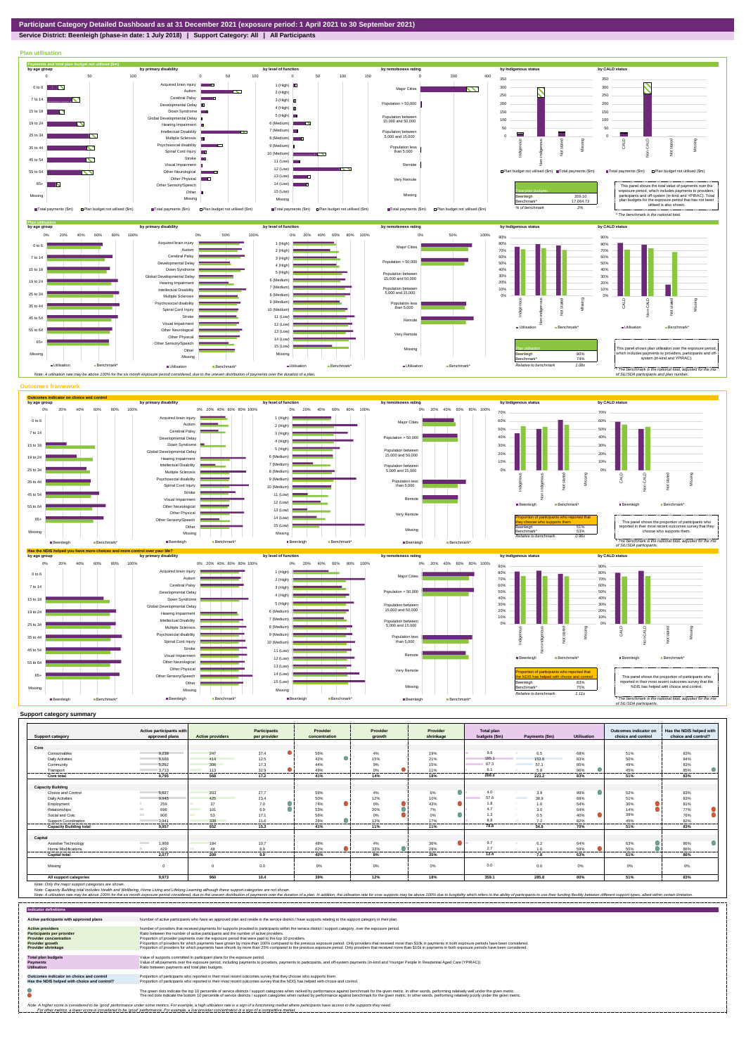# Participant Category Detailed Dashboard as at 31 December 2021 (exposure period: 1 April 2021 to 30 September 2021)

**Service District: Beenleigh (phase-in date: 1 July 2018) | Support Category: All | All Participants**

## Plan utilisation

### Payments and total plan budget not utilised ($m)

| Total plan budgets | |
|---|---|
| Beenleigh | 359.10 |
| Benchmark* | 17,064.72 |
| % of benchmark | 2% |

This panel shows the total value of payments over the exposure period, which includes payments to providers, participants and off-system (in-kind and YPIRAC). Total plan budgets for the exposure period that has not been utilised is also shown.

*The benchmark is the national total.

### Plan utilisation

| Plan utilisation | |
|---|---|
| Beenleigh | 80% |
| Benchmark* | 74% |
| Relative to benchmark | 1.08x |

This panel shows plan utilisation over the exposure period, which includes payments to providers, participants and off-system (in-kind and YPIRAC).

*The benchmark is the national total, adjusted for the mix of SIL/SDA participants and plan number.

Note: A utilisation rate may be above 100% for the six month exposure period considered, due to the uneven distribution of payments over the duration of a plan.

## Outcomes framework

### Outcomes indicator on choice and control

| Proportion of participants who reported that they choose who supports them | |
|---|---|
| Beenleigh | 51% |
| Benchmark* | 53% |
| Relative to benchmark | 0.96x |

This panel shows the proportion of participants who reported in their most recent outcomes survey that they choose who supports them.

*The benchmark is the national total, adjusted for the mix of SIL/SDA participants.

### Has the NDIS helped you have more choices and more control over your life?

| Proportion of participants who reported that the NDIS has helped with choice and control | |
|---|---|
| Beenleigh | 83% |
| Benchmark* | 75% |
| Relative to benchmark | 1.11x |

This panel shows the proportion of participants who reported in their most recent outcomes survey that the NDIS has helped with choice and control.

*The benchmark is the national total, adjusted for the mix of SIL/SDA participants.

## Support category summary

| Support category | Active participants with approved plans | Active providers | Participants per provider | Provider concentration | Provider growth | Provider shrinkage | Total plan budgets ($m) | Payments ($m) | Utilisation | Outcomes indicator on choice and control | Has the NDIS helped with choice and control? |
|---|---|---|---|---|---|---|---|---|---|---|---|
| **Core** | | | | | | | | | | | |
| Consumables | 9,238 | 247 | 37.4 | 56% | 4% | 19% | 9.4 | 6.5 | 68% | 51% | 83% |
| Daily Activities | 5,088 | 414 | 12.5 | 42% | 15% | 21% | 185.1 | 153.8 | 83% | 50% | 84% |
| Community | 5,292 | 306 | 17.3 | 44% | 9% | 15% | 67.3 | 57.1 | 85% | 49% | 83% |
| Transport | 3,713 | 113 | 32.9 | 49% | 0% | 11% | 6.1 | 5.8 | 96% | 45% | 85% |
| **Core total** | **9,795** | **568** | **17.2** | **41%** | **14%** | **18%** | **268.0** | **223.2** | **83%** | **51%** | **83%** |
| **Capacity Building** | | | | | | | | | | | |
| Choice and Control | 5,637 | 203 | 27.7 | 59% | 4% | 6% | 4.0 | 3.9 | 99% | 52% | 83% |
| Daily Activities | 9,945 | 425 | 23.4 | 50% | 12% | 10% | 57.6 | 38.9 | 68% | 51% | 83% |
| Employment | 259 | 37 | 7.0 | 74% | 0% | 43% | 1.8 | 1.0 | 54% | 30% | 81% |
| Relationships | 696 | 101 | 6.9 | 53% | 20% | 7% | 4.7 | 3.0 | 64% | 14% | 77% |
| Social and Civic | 906 | 53 | 17.1 | 56% | 0% | 0% | 1.3 | 0.5 | 40% | 39% | 76% |
| Support Coordination | 3,941 | 339 | 11.6 | 29% | 12% | 17% | 8.8 | 7.2 | 82% | 45% | 82% |
| **Capacity Building total** | **9,957** | **652** | **15.3** | **41%** | **11%** | **11%** | **78.8** | **54.8** | **70%** | **51%** | **83%** |
| **Capital** | | | | | | | | | | | |
| Assistive Technology | 1,968 | 184 | 10.7 | 48% | 4% | 36% | 9.7 | 6.2 | 64% | 63% | 86% |
| Home Modifications | 429 | 48 | 8.9 | 62% | 33% | 28% | 2.7 | 1.6 | 59% | 55% | 86% |
| **Capital total** | **2,077** | **209** | **9.9** | **40%** | **8%** | **35%** | **12.4** | **7.8** | **63%** | **61%** | **86%** |
| Missing | 0 | 0 | 0.0 | 0% | 0% | 0% | 0.0 | 0.0 | 0% | 0% | 0% |
| **All support categories** | **9,973** | **960** | **10.4** | **39%** | **12%** | **18%** | **359.1** | **285.8** | **80%** | **51%** | **83%** |

Note: Only the major support categories are shown.

Note: Capacity Building total includes Health and Wellbeing, Home Living and Lifelong Learning although these support categories are not shown.

Note: A utilisation rate may be above 100% for the six month exposure period considered, due to the uneven distribution of payments over the duration of a plan. In addition, the utilisation rate for core supports may be above 100% due to fungibility which refers to the ability of participants to use their funding flexibly between different support types, albeit within certain limitation.

## Indicator definitions

| Indicator | Definition |
|---|---|
| Active participants with approved plans | Number of active participants who have an approved plan and reside in the service district / have supports relating to the support category in their plan. |
| Active providers | Number of providers that received payments for supports provided to participants within the service district / support category, over the exposure period. |
| Participants per provider | Ratio between the number of active participants and the number of active providers. |
| Provider concentration | Proportion of provider payments over the exposure period that were paid to the top 10 providers. |
| Provider growth | Proportion of providers for which payments have grown by more than 100% compared to the previous exposure period. Only providers that received more than $10k in payments in both exposure periods have been considered. |
| Provider shrinkage | Proportion of providers for which payments have shrunk by more than 25% compared to the previous exposure period. Only providers that received more than $10k in payments in both exposure periods have been considered. |
| Total plan budgets | Value of supports committed in participant plans for the exposure period. |
| Payments | Value of all payments over the exposure period, including payments to providers, payments to participants, and off-system payments (in-kind and Younger People In Residential Aged Care (YPIRAC)). |
| Utilisation | Ratio between payments and total plan budgets. |
| Outcomes indicator on choice and control | Proportion of participants who reported in their most recent outcomes survey that they choose who supports them. |
| Has the NDIS helped with choice and control? | Proportion of participants who reported in their most recent outcomes survey that the NDIS has helped with choice and control. |

The green dots indicate the top 10 percentile of service districts / support categories when ranked by performance against benchmark for the given metric. In other words, performing relatively well under the given metric.
The red dots indicate the bottom 10 percentile of service districts / support categories when ranked by performance against benchmark for the given metric. In other words, performing relatively poorly under the given metric.

Note: A higher score is considered to be 'good' performance under some metrics. For example, a high utilisation rate is a sign of a functioning market where participants have access to the supports they need.
For other metrics, a lower score is considered to be 'good' performance. For example, a low provider concentration is a sign of a competitive market.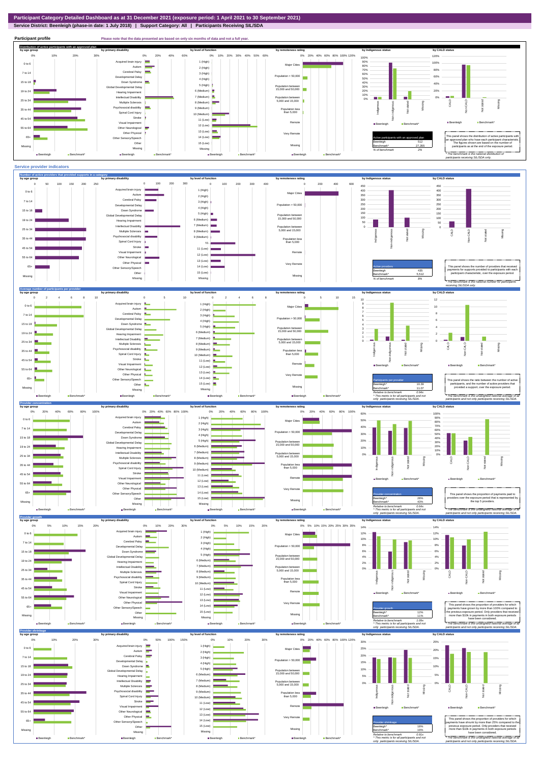# Participant Category Detailed Dashboard as at 31 December 2021 (exposure period: 1 April 2021 to 30 September 2021)

**Service District: Beenleigh (phase-in date: 1 July 2018) | Support Category: All | Participants Receiving SIL/SDA**

## Participant profile

Please note that the data presented are based on only six months of data and not a full year.

### Distribution of active participants with an approved plan

| Active participants with an approved plan | |
|---|---|
| Beenleigh | 512 |
| Benchmark* | 27,355 |
| % of benchmark | 2% |

This panel shows the distribution of active participants with an approved plan who have each participant characteristic. The figures shown are based on the number of participants as at the end of the exposure period.

* The benchmark is the national distribution of participants receiving SIL/SDA only.

## Service provider indicators

### Number of active providers that provided supports in a category

| Active providers | |
|---|---|
| Beenleigh | 435 |
| Benchmark* | 5,512 |
| % of benchmark | 8% |

This panel shows the number of providers that received payments for supports provided to participants with each participant characteristic, over the exposure period.

* The benchmark is the national number for participants receiving SIL/SDA only.

### Average number of participants per provider

| Participants per provider | |
|---|---|
| Beenleigh^ | 10.39 |
| Benchmark^ | 11.07 |
| Relative to benchmark | 0.94x |

^ This metric is for all participants and not only participants receiving SIL/SDA.

This panel shows the ratio between the number of active participants, and the number of active providers that provided a support, over the exposure period.

* The benchmark is the unweighted national average of all participants and not only participants receiving SIL/SDA.

### Provider concentration

| Provider concentration | |
|---|---|
| Beenleigh^ | 28% |
| Benchmark^ | 43% |
| Relative to benchmark | 0.64x |

^ This metric is for all participants and not only participants receiving SIL/SDA.

This panel shows the proportion of payments paid to providers over the exposure period that is represented by the top 5 providers.

* The benchmark is the unweighted national average of all participants and not only participants receiving SIL/SDA.

### Provider growth

| Provider growth | |
|---|---|
| Beenleigh^ | 12% |
| Benchmark^ | 11% |
| Relative to benchmark | 1.09x |

^ This metric is for all participants and not only participants receiving SIL/SDA.

This panel shows the proportion of providers for which payments have grown by more than 100% compared to the previous exposure period. Only providers that received more than $10k in payments in both exposure periods have been considered.

* The benchmark is the unweighted national average of all participants and not only participants receiving SIL/SDA.

### Provider shrinkage

| Provider shrinkage | |
|---|---|
| Beenleigh^ | 18% |
| Benchmark^ | 19% |
| Relative to benchmark | 0.91x |

^ This metric is for all participants and not only participants receiving SIL/SDA.

This panel shows the proportion of providers for which payments have shrunk by more than 25% compared to the previous exposure period. Only providers that received more than $10k in payments in both exposure periods have been considered.

* The benchmark is the unweighted national average of all participants and not only participants receiving SIL/SDA.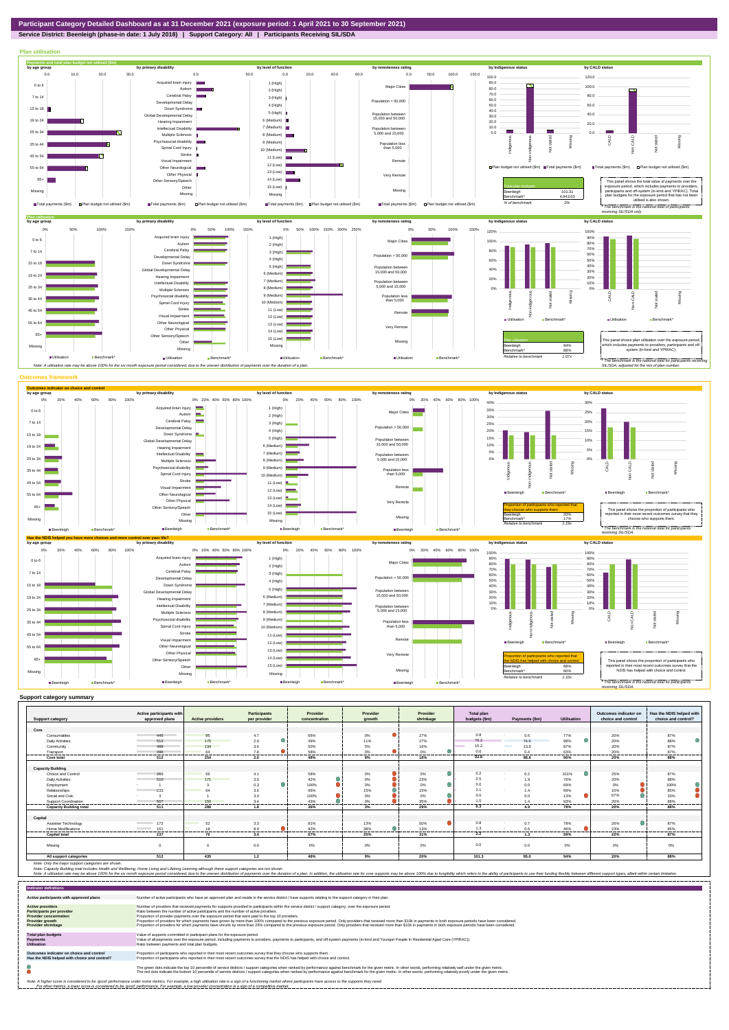# Participant Category Detailed Dashboard as at 31 December 2021 (exposure period: 1 April 2021 to 30 September 2021)

**Service District: Beenleigh (phase-in date: 1 July 2018) | Support Category: All | Participants Receiving SIL/SDA**

## Plan utilisation

**Payments and total plan budget not utilised ($m)**

| Total plan budgets | |
|---|---|
| Beenleigh | 101.31 |
| Benchmark* | 4,943.63 |
| % of benchmark | 2% |

This panel shows the total value of payments over the exposure period, which includes payments to providers, participants and off-system (in-kind and YPIRAC). Total plan budgets for the exposure period that has not been utilised is also shown.

*The benchmark is the national total for participants receiving SIL/SDA only.

**Plan utilisation**

| Plan utilisation | |
|---|---|
| Beenleigh | 94% |
| Benchmark* | 88% |
| Relative to benchmark | 1.07x |

This panel shows plan utilisation over the exposure period, which includes payments to providers, participants and off-system (in-kind and YPIRAC).

*The benchmark is the national total for participants receiving SIL/SDA, adjusted for the mix of plan number.

Note: A utilisation rate may be above 100% for the six month exposure period considered, due to the uneven distribution of payments over the duration of a plan.

## Outcomes framework

**Outcomes indicator on choice and control**

| Proportion of participants who reported that they choose who supports them | |
|---|---|
| Beenleigh | 20% |
| Benchmark* | 17% |
| Relative to benchmark | 1.19x |

This panel shows the proportion of participants who reported in their most recent outcomes survey that they choose who supports them.

*The benchmark is the national total for participants receiving SIL/SDA.

**Has the NDIS helped you have more choices and more control over your life?**

| Proportion of participants who reported that the NDIS has helped with choice and control | |
|---|---|
| Beenleigh | 88% |
| Benchmark* | 80% |
| Relative to benchmark | 1.10x |

This panel shows the proportion of participants who reported in their most recent outcomes survey that the NDIS has helped with choice and control.

*The benchmark is the national total for participants receiving SIL/SDA.

## Support category summary

| Support category | Active participants with approved plans | Active providers | Participants per provider | Provider concentration | Provider growth | Provider shrinkage | Total plan budgets ($m) | Payments ($m) | Utilisation | Outcomes indicator on choice and control | Has the NDIS helped with choice and control? |
|---|---|---|---|---|---|---|---|---|---|---|---|
| **Core** | | | | | | | | | | | |
| Consumables | 445 | 95 | 4.7 | 68% | 0% | 27% | 0.8 | 0.6 | 77% | 20% | 87% |
| Daily Activities | 512 | 175 | 2.9 | 49% | 11% | 27% | 76.2 | 74.6 | 98% | 20% | 88% |
| Community | 488 | 134 | 3.6 | 50% | 5% | 16% | 15.2 | 13.3 | 87% | 20% | 87% |
| Transport | 496 | 64 | 7.8 | 58% | 0% | 0% | 0.6 | 0.4 | 63% | 20% | 87% |
| **Core total** | **512** | **254** | **2.0** | **46%** | **9%** | **18%** | **92.8** | **88.8** | **96%** | **20%** | **88%** |
| **Capacity Building** | | | | | | | | | | | |
| Choice and Control | 269 | 66 | 4.1 | 58% | 0% | 0% | 0.2 | 0.2 | 101% | 25% | 87% |
| Daily Activities | 510 | 171 | 3.0 | 42% | 0% | 23% | 2.5 | 1.9 | 76% | 20% | 88% |
| Employment | 1 | 3 | 0.3 | 100% | 0% | 0% | 0.0 | 0.0 | 69% | 0% | 100% |
| Relationships | 233 | 64 | 3.6 | 66% | 15% | 15% | 2.1 | 1.4 | 69% | 10% | 85% |
| Social and Civic | 3 | 1 | 3.0 | 100% | 0% | 0% | 0.0 | 0.0 | 13% | 67% | 33% |
| Support Coordination | 507 | 150 | 3.4 | 43% | 0% | 35% | 1.5 | 1.4 | 93% | 20% | 88% |
| **Capacity Building total** | **511** | **288** | **1.8** | **36%** | **3%** | **29%** | **6.3** | **4.9** | **78%** | **20%** | **88%** |
| **Capital** | | | | | | | | | | | |
| Assistive Technology | 172 | 52 | 3.3 | 81% | 13% | 50% | 0.8 | 0.7 | 78% | 26% | 87% |
| Home Modifications | 161 | 18 | 8.9 | 92% | 38% | 13% | 1.3 | 0.6 | 46% | 23% | 85% |
| **Capital total** | **237** | **70** | **3.4** | **67%** | **25%** | **31%** | **2.2** | **1.3** | **59%** | **22%** | **87%** |
| Missing | 0 | 0 | 0.0 | 0% | 0% | 0% | 0.0 | 0.0 | 0% | 0% | 0% |
| **All support categories** | **512** | **435** | **1.2** | **46%** | **9%** | **20%** | **101.3** | **95.0** | **94%** | **20%** | **88%** |

Note: Only the major support categories are shown.

Note: Capacity Building total includes Health and Wellbeing, Home Living and Lifelong Learning although these support categories are not shown.

Note: A utilisation rate may be above 100% for the six month exposure period considered, due to the uneven distribution of payments over the duration of a plan. In addition, the utilisation rate for core supports may be above 100% due to fungibility which refers to the ability of participants to use their funding flexibly between different support types, albeit within certain limitation.

## Indicator definitions

| Indicator | Definition |
|---|---|
| **Active participants with approved plans** | Number of active participants who have an approved plan and reside in the service district / have supports relating to the support category in their plan. |
| **Active providers** | Number of providers that received payments for supports provided to participants within the service district / support category, over the exposure period. |
| **Participants per provider** | Ratio between the number of active participants and the number of active providers. |
| **Provider concentration** | Proportion of provider payments over the exposure period that were paid to the top 10 providers. |
| **Provider growth** | Proportion of providers for which payments have grown by more than 100% compared to the previous exposure period. Only providers that received more than $10k in payments in both exposure periods have been considered. |
| **Provider shrinkage** | Proportion of providers for which payments have shrunk by more than 25% compared to the previous exposure period. Only providers that received more than $10k in payments in both exposure periods have been considered. |
| **Total plan budgets** | Value of supports committed in participant plans for the exposure period. |
| **Payments** | Value of all payments over the exposure period, including payments to providers, payments to participants, and off-system payments (in-kind and Younger People In Residential Aged Care (YPIRAC)). |
| **Utilisation** | Ratio between payments and total plan budgets. |
| **Outcomes indicator on choice and control** | Proportion of participants who reported in their most recent outcomes survey that they choose who supports them. |
| **Has the NDIS helped with choice and control?** | Proportion of participants who reported in their most recent outcomes survey that the NDIS has helped with choice and control. |

The green dots indicate the top 10 percentile of service districts / support categories when ranked by performance against benchmark for the given metric. In other words, performing relatively well under the given metric.

The red dots indicate the bottom 10 percentile of service districts / support categories when ranked by performance against benchmark for the given metric. In other words, performing relatively poorly under the given metric.

Note: A higher score is considered to be 'good' performance under some metrics. For example, a high utilisation rate is a sign of a functioning market where participants have access to the supports they need. For other metrics, a lower score is considered to be 'good' performance. For example, a low provider concentration is a sign of a competitive market.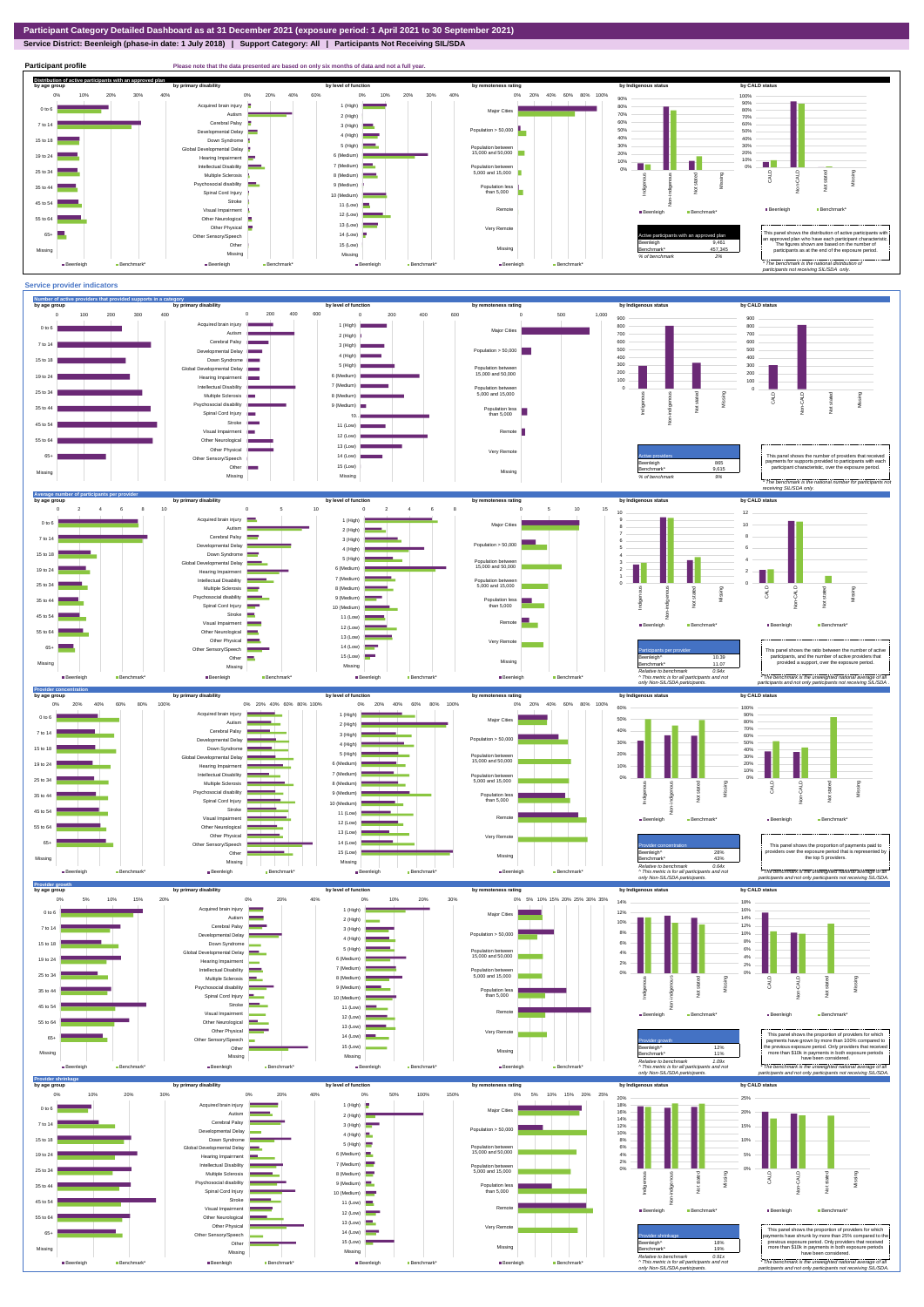# Participant Category Detailed Dashboard as at 31 December 2021 (exposure period: 1 April 2021 to 30 September 2021)

**Service District: Beenleigh (phase-in date: 1 July 2018) | Support Category: All | Participants Not Receiving SIL/SDA**

## Participant profile

Please note that the data presented are based on only six months of data and not a full year.

### Distribution of active participants with an approved plan

| Active participants with an approved plan | |
|---|---|
| Beenleigh | 9,461 |
| Benchmark* | 457,345 |
| % of benchmark | 2% |

This panel shows the distribution of active participants with an approved plan who have each participant characteristic. The figures shown are based on the number of participants as at the end of the exposure period.

\* The benchmark is the national distribution of participants not receiving SIL/SDA only.

## Service provider indicators

### Number of active providers that provided supports in a category

| Active providers | |
|---|---|
| Beenleigh | 865 |
| Benchmark* | 9,615 |
| % of benchmark | 9% |

This panel shows the number of providers that received payments for supports provided to participants with each participant characteristic, over the exposure period.

\* The benchmark is the national number for participants not receiving SIL/SDA only.

### Average number of participants per provider

| Participants per provider | |
|---|---|
| Beenleigh^ | 10.39 |
| Benchmark* | 11.07 |
| Relative to benchmark | 0.94x |

This panel shows the ratio between the number of active participants, and the number of active providers that provided a support, over the exposure period.

^ This metric is for all participants and not only Non-SIL/SDA participants.

\* The benchmark is the unweighted national average of all participants and not only participants not receiving SIL/SDA.

### Provider concentration

| Provider concentration | |
|---|---|
| Beenleigh^ | 28% |
| Benchmark* | 43% |
| Relative to benchmark | 0.66x |

This panel shows the proportion of payments paid to providers over the exposure period that is represented by the top 5 providers.

^ This metric is for all participants and not only Non-SIL/SDA participants.

\* The benchmark is the unweighted national average of all participants and not only participants not receiving SIL/SDA.

### Provider growth

| Provider growth | |
|---|---|
| Beenleigh^ | 12% |
| Benchmark* | 11% |
| Relative to benchmark | 1.09x |

This panel shows the proportion of providers for which payments have grown by more than 100% compared to the previous exposure period. Only providers that received more than $10k in payments in both exposure periods have been considered.

^ This metric is for all participants and not only Non-SIL/SDA participants.

\* The benchmark is the unweighted national average of all participants and not only participants not receiving SIL/SDA.

### Provider shrinkage

| Provider shrinkage | |
|---|---|
| Beenleigh^ | 18% |
| Benchmark* | 19% |
| Relative to benchmark | 0.91x |

This panel shows the proportion of providers for which payments have shrunk by more than 25% compared to the previous exposure period. Only providers that received more than $10k in payments in both exposure periods have been considered.

^ This metric is for all participants and not only Non-SIL/SDA participants.

\* The benchmark is the unweighted national average of all participants and not only participants not receiving SIL/SDA.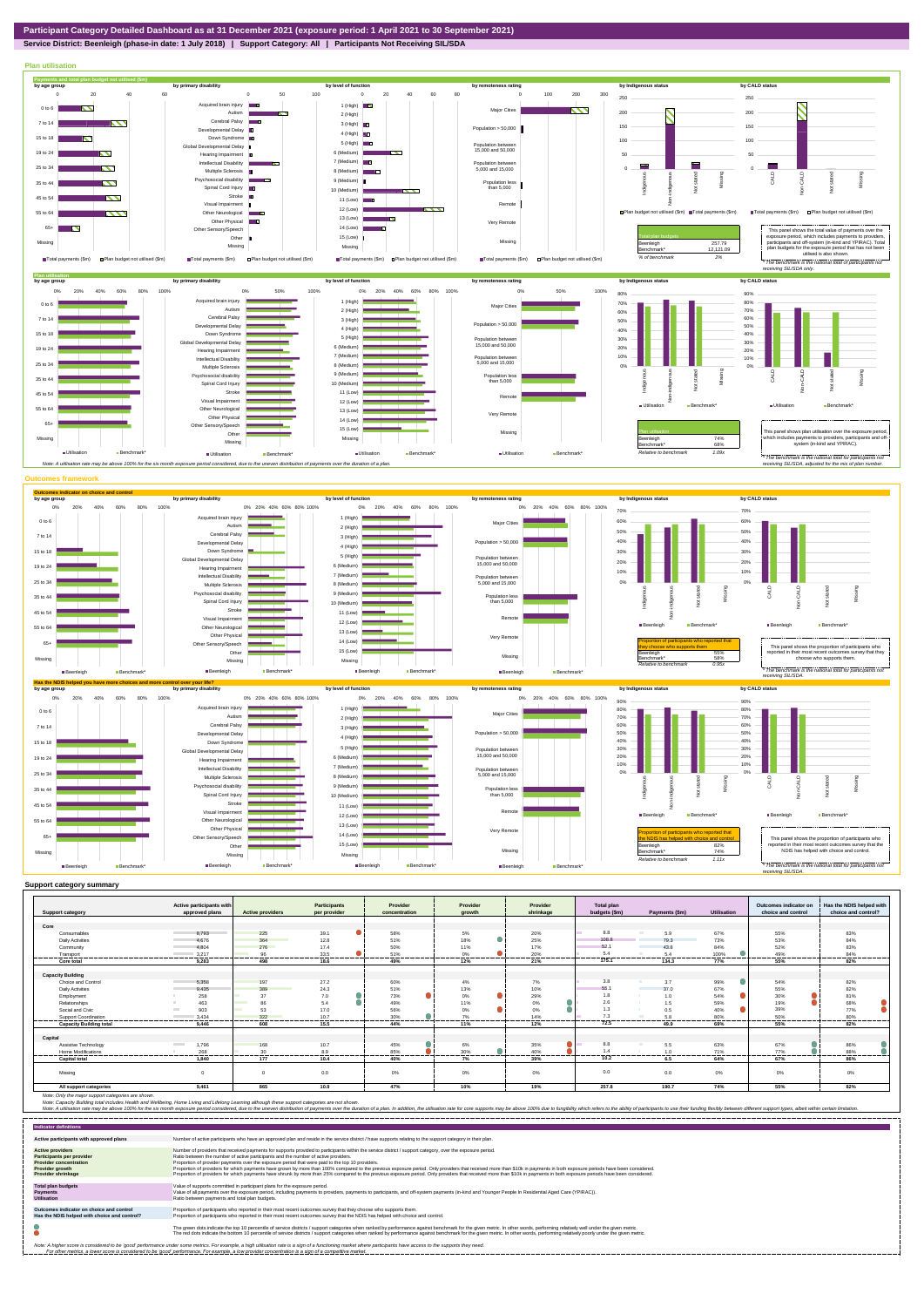# Participant Category Detailed Dashboard as at 31 December 2021 (exposure period: 1 April 2021 to 30 September 2021)

**Service District: Beenleigh (phase-in date: 1 July 2018) | Support Category: All | Participants Not Receiving SIL/SDA**

## Plan utilisation

**Payments and total plan budget not utilised ($m)**

by age group: 0 to 6, 7 to 14, 15 to 18, 19 to 24, 25 to 34, 35 to 44, 45 to 54, 55 to 64, 65+, Missing

by primary disability: Acquired brain injury, Autism, Cerebral Palsy, Developmental Delay, Down Syndrome, Global Developmental Delay, Hearing Impairment, Intellectual Disability, Multiple Sclerosis, Psychosocial disability, Spinal Cord Injury, Stroke, Visual Impairment, Other Neurological, Other Physical, Other Sensory/Speech, Other, Missing

by level of function: 1 (High) to 15 (Low), Missing

by remoteness rating: Major Cities, Population > 50,000, Population between 15,000 and 50,000, Population between 5,000 and 15,000, Population less than 5,000, Remote, Very Remote, Missing

by Indigenous status: Indigenous, Non-indigenous, Not stated, Missing

by CALD status: CALD, Non-CALD, Not stated, Missing

Total plan budgets
Beenleigh: 257.79
Benchmark*: 12,121.09
% of benchmark: 2%

This panel shows the total value of payments over the exposure period, which includes payments to providers, participants and off-system (in-kind and YPIRAC). Total plan budgets for the exposure period that has not been utilised is also shown.

*The benchmark is the national total for participants not receiving SIL/SDA only.

**Plan utilisation**

Plan utilisation
Beenleigh: 74%
Benchmark*: 68%
Relative to benchmark: 1.09x

This panel shows plan utilisation over the exposure period, which includes payments to providers, participants and off-system (in-kind and YPIRAC).

*The benchmark is the national total for participants not receiving SIL/SDA, adjusted for the mix of plan number.

Note: A utilisation rate may be above 100% for the six month exposure period considered, due to the uneven distribution of payments over the duration of a plan.

## Outcomes framework

**Outcomes indicator on choice and control**

Proportion of participants who reported that they choose who supports them
Beenleigh: 55%
Benchmark*: 58%
Relative to benchmark: 0.95x

This panel shows the proportion of participants who reported in their most recent outcomes survey that they choose who supports them.

*The benchmark is the national total for participants not receiving SIL/SDA.

**Has the NDIS helped you have more choices and more control over your life?**

Proportion of participants who reported that the NDIS has helped with choice and control
Beenleigh: 82%
Benchmark*: 74%
Relative to benchmark: 1.11x

This panel shows the proportion of participants who reported in their most recent outcomes survey that the NDIS has helped with choice and control.

*The benchmark is the national total for participants not receiving SIL/SDA.

## Support category summary

| Support category | Active participants with approved plans | Active providers | Participants per provider | Provider concentration | Provider growth | Provider shrinkage | Total plan budgets ($m) | Payments ($m) | Utilisation | Outcomes indicator on choice and control | Has the NDIS helped with choice and control? |
|---|---|---|---|---|---|---|---|---|---|---|---|
| **Core** | | | | | | | | | | | |
| Consumables | 8,793 | 225 | 39.1 | 58% | 5% | 20% | 8.8 | 5.9 | 67% | 55% | 83% |
| Daily Activities | 4,676 | 364 | 12.8 | 51% | 18% | 25% | 108.8 | 79.3 | 73% | 53% | 84% |
| Community | 4,804 | 276 | 17.4 | 50% | 11% | 17% | 52.1 | 43.6 | 84% | 52% | 83% |
| Transport | 3,217 | 96 | 33.5 | 51% | 0% | 20% | 5.4 | 5.4 | 100% | 49% | 84% |
| **Core total** | **9,283** | **498** | **18.6** | **49%** | **12%** | **21%** | **175.1** | **134.3** | **77%** | **55%** | **82%** |
| **Capacity Building** | | | | | | | | | | | |
| Choice and Control | 5,358 | 197 | 27.2 | 60% | 4% | 7% | 3.8 | 3.7 | 99% | 54% | 82% |
| Daily Activities | 9,435 | 389 | 24.3 | 51% | 13% | 10% | 56.1 | 37.0 | 67% | 55% | 82% |
| Employment | 258 | 37 | 7.0 | 73% | 0% | 29% | 1.8 | 1.0 | 54% | 30% | 81% |
| Relationships | 463 | 86 | 5.4 | 49% | 11% | 0% | 2.6 | 1.5 | 59% | 19% | 68% |
| Social and Civic | 903 | 53 | 17.0 | 56% | 0% | 0% | 1.3 | 0.5 | 40% | 39% | 77% |
| Support Coordination | 3,434 | 322 | 10.7 | 30% | 7% | 14% | 7.3 | 5.8 | 80% | 50% | 80% |
| **Capacity Building total** | **9,446** | **608** | **15.5** | **44%** | **11%** | **12%** | **72.5** | **49.9** | **69%** | **55%** | **82%** |
| **Capital** | | | | | | | | | | | |
| Assistive Technology | 1,796 | 168 | 10.7 | 45% | 6% | 35% | 8.8 | 5.5 | 63% | 67% | 86% |
| Home Modifications | 268 | 30 | 8.9 | 85% | 30% | 40% | 1.4 | 1.0 | 71% | 77% | 88% |
| **Capital total** | **1,840** | **177** | **10.4** | **40%** | **7%** | **39%** | **10.2** | **6.5** | **64%** | **67%** | **86%** |
| Missing | 0 | 0 | 0.0 | 0% | 0% | 0% | 0.0 | 0.0 | 0% | 0% | 0% |
| **All support categories** | **9,461** | **865** | **10.9** | **47%** | **10%** | **19%** | **257.8** | **190.7** | **74%** | **55%** | **82%** |

Note: Only the major support categories are shown.
Note: Capacity Building total includes Health and Wellbeing, Home Living and Lifelong Learning although these support categories are not shown.
Note: A utilisation rate may be above 100% for the six month exposure period considered, due to the uneven distribution of payments over the duration of a plan. In addition, the utilisation rate for core supports may be above 100% due to fungibility which refers to the ability of participants to use their funding flexibly between different support types, albeit within certain limitation.

## Indicator definitions

| | |
|---|---|
| Active participants with approved plans | Number of active participants who have an approved plan and reside in the service district / have supports relating to the support category in their plan. |
| Active providers | Number of providers that received payments for supports provided to participants within the service district / support category, over the exposure period. |
| Participants per provider | Ratio between the number of active participants and the number of active providers. |
| Provider concentration | Proportion of provider payments over the exposure period that were paid to the top 10 providers. |
| Provider growth | Proportion of providers for which payments have grown by more than 100% compared to the previous exposure period. Only providers that received more than $10k in payments in both exposure periods have been considered. |
| Provider shrinkage | Proportion of providers for which payments have shrunk by more than 25% compared to the previous exposure period. Only providers that received more than $10k in payments in both exposure periods have been considered. |
| Total plan budgets | Value of supports committed in participant plans for the exposure period. |
| Payments | Value of all payments over the exposure period, including payments to providers, payments to participants, and off-system payments (in-kind and Younger People In Residential Aged Care (YPIRAC)). |
| Utilisation | Ratio between payments and total plan budgets. |
| Outcomes indicator on choice and control | Proportion of participants who reported in their most recent outcomes survey that they choose who supports them. |
| Has the NDIS helped with choice and control? | Proportion of participants who reported in their most recent outcomes survey that the NDIS has helped with choice and control. |

The green dots indicate the top 10 percentile of service districts / support categories when ranked by performance against benchmark for the given metric. In other words, performing relatively well under the given metric.
The red dots indicate the bottom 10 percentile of service districts / support categories when ranked by performance against benchmark for the given metric. In other words, performing relatively poorly under the given metric.

Note: A higher score is considered to be 'good' performance under some metrics. For example, a high utilisation rate is a sign of a functioning market where participants have access to the supports they need.
For other metrics, a lower score is considered to be 'good' performance. For example, a low provider concentration is a sign of a competitive market.